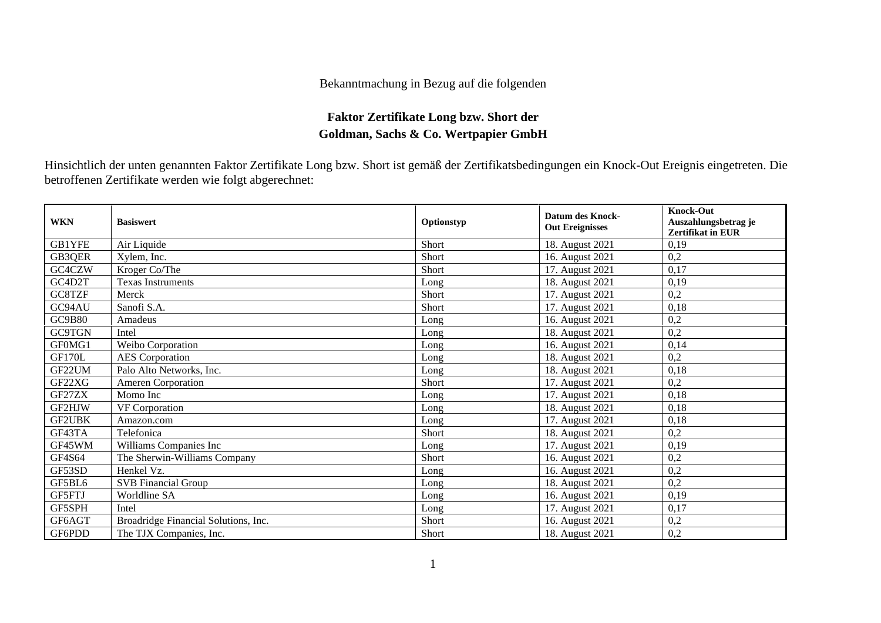Bekanntmachung in Bezug auf die folgenden

**Faktor Zertifikate Long bzw. Short der**
**Goldman, Sachs & Co. Wertpapier GmbH**

Hinsichtlich der unten genannten Faktor Zertifikate Long bzw. Short ist gemäß der Zertifikatsbedingungen ein Knock-Out Ereignis eingetreten. Die betroffenen Zertifikate werden wie folgt abgerechnet:

| WKN | Basiswert | Optionstyp | Datum des Knock-Out Ereignisses | Knock-Out Auszahlungsbetrag je Zertifikat in EUR |
|---|---|---|---|---|
| GB1YFE | Air Liquide | Short | 18. August 2021 | 0,19 |
| GB3QER | Xylem, Inc. | Short | 16. August 2021 | 0,2 |
| GC4CZW | Kroger Co/The | Short | 17. August 2021 | 0,17 |
| GC4D2T | Texas Instruments | Long | 18. August 2021 | 0,19 |
| GC8TZF | Merck | Short | 17. August 2021 | 0,2 |
| GC94AU | Sanofi S.A. | Short | 17. August 2021 | 0,18 |
| GC9B80 | Amadeus | Long | 16. August 2021 | 0,2 |
| GC9TGN | Intel | Long | 18. August 2021 | 0,2 |
| GF0MG1 | Weibo Corporation | Long | 16. August 2021 | 0,14 |
| GF170L | AES Corporation | Long | 18. August 2021 | 0,2 |
| GF22UM | Palo Alto Networks, Inc. | Long | 18. August 2021 | 0,18 |
| GF22XG | Ameren Corporation | Short | 17. August 2021 | 0,2 |
| GF27ZX | Momo Inc | Long | 17. August 2021 | 0,18 |
| GF2HJW | VF Corporation | Long | 18. August 2021 | 0,18 |
| GF2UBK | Amazon.com | Long | 17. August 2021 | 0,18 |
| GF43TA | Telefonica | Short | 18. August 2021 | 0,2 |
| GF45WM | Williams Companies Inc | Long | 17. August 2021 | 0,19 |
| GF4S64 | The Sherwin-Williams Company | Short | 16. August 2021 | 0,2 |
| GF53SD | Henkel Vz. | Long | 16. August 2021 | 0,2 |
| GF5BL6 | SVB Financial Group | Long | 18. August 2021 | 0,2 |
| GF5FTJ | Worldline SA | Long | 16. August 2021 | 0,19 |
| GF5SPH | Intel | Long | 17. August 2021 | 0,17 |
| GF6AGT | Broadridge Financial Solutions, Inc. | Short | 16. August 2021 | 0,2 |
| GF6PDD | The TJX Companies, Inc. | Short | 18. August 2021 | 0,2 |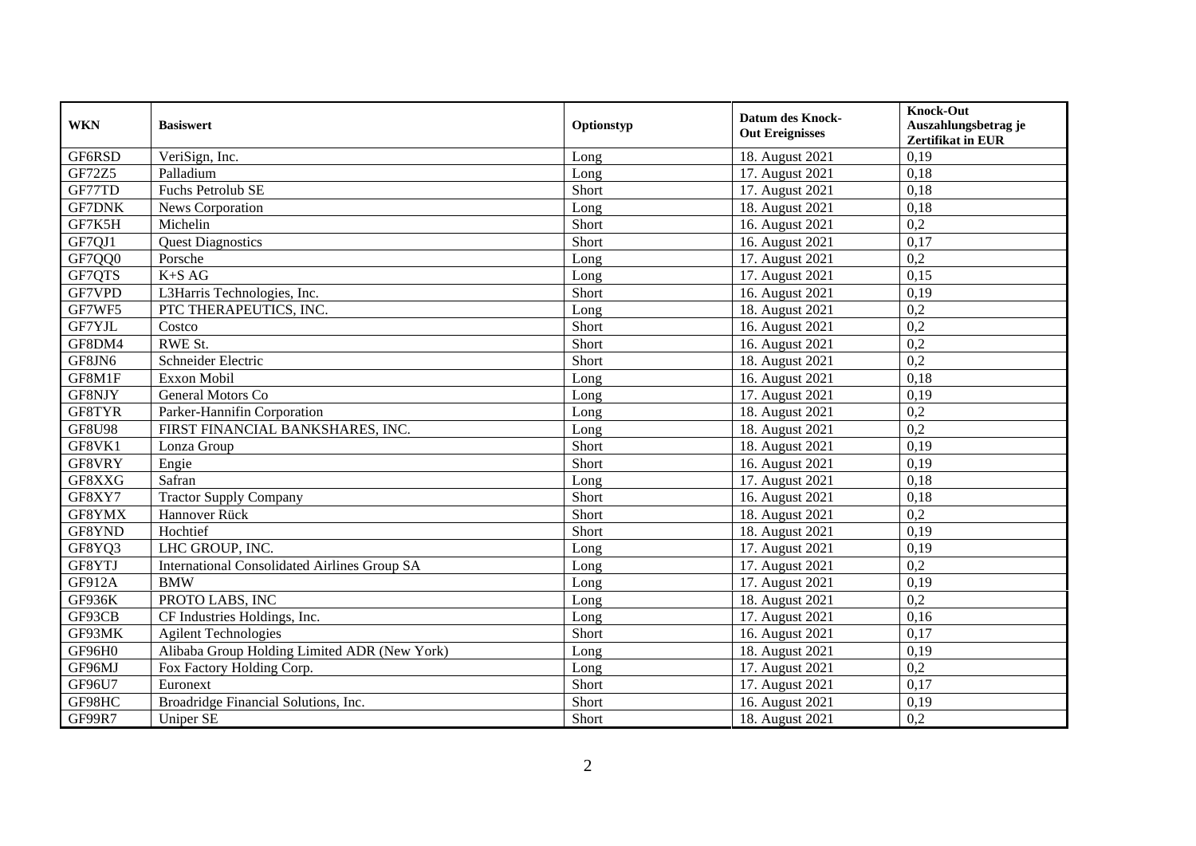| WKN | Basiswert | Optionstyp | Datum des Knock-Out Ereignisses | Knock-Out Auszahlungsbetrag je Zertifikat in EUR |
|---|---|---|---|---|
| GF6RSD | VeriSign, Inc. | Long | 18. August 2021 | 0,19 |
| GF72Z5 | Palladium | Long | 17. August 2021 | 0,18 |
| GF77TD | Fuchs Petrolub SE | Short | 17. August 2021 | 0,18 |
| GF7DNK | News Corporation | Long | 18. August 2021 | 0,18 |
| GF7K5H | Michelin | Short | 16. August 2021 | 0,2 |
| GF7QJ1 | Quest Diagnostics | Short | 16. August 2021 | 0,17 |
| GF7QQ0 | Porsche | Long | 17. August 2021 | 0,2 |
| GF7QTS | K+S AG | Long | 17. August 2021 | 0,15 |
| GF7VPD | L3Harris Technologies, Inc. | Short | 16. August 2021 | 0,19 |
| GF7WF5 | PTC THERAPEUTICS, INC. | Long | 18. August 2021 | 0,2 |
| GF7YJL | Costco | Short | 16. August 2021 | 0,2 |
| GF8DM4 | RWE St. | Short | 16. August 2021 | 0,2 |
| GF8JN6 | Schneider Electric | Short | 18. August 2021 | 0,2 |
| GF8M1F | Exxon Mobil | Long | 16. August 2021 | 0,18 |
| GF8NJY | General Motors Co | Long | 17. August 2021 | 0,19 |
| GF8TYR | Parker-Hannifin Corporation | Long | 18. August 2021 | 0,2 |
| GF8U98 | FIRST FINANCIAL BANKSHARES, INC. | Long | 18. August 2021 | 0,2 |
| GF8VK1 | Lonza Group | Short | 18. August 2021 | 0,19 |
| GF8VRY | Engie | Short | 16. August 2021 | 0,19 |
| GF8XXG | Safran | Long | 17. August 2021 | 0,18 |
| GF8XY7 | Tractor Supply Company | Short | 16. August 2021 | 0,18 |
| GF8YMX | Hannover Rück | Short | 18. August 2021 | 0,2 |
| GF8YND | Hochtief | Short | 18. August 2021 | 0,19 |
| GF8YQ3 | LHC GROUP, INC. | Long | 17. August 2021 | 0,19 |
| GF8YTJ | International Consolidated Airlines Group SA | Long | 17. August 2021 | 0,2 |
| GF912A | BMW | Long | 17. August 2021 | 0,19 |
| GF936K | PROTO LABS, INC | Long | 18. August 2021 | 0,2 |
| GF93CB | CF Industries Holdings, Inc. | Long | 17. August 2021 | 0,16 |
| GF93MK | Agilent Technologies | Short | 16. August 2021 | 0,17 |
| GF96H0 | Alibaba Group Holding Limited ADR (New York) | Long | 18. August 2021 | 0,19 |
| GF96MJ | Fox Factory Holding Corp. | Long | 17. August 2021 | 0,2 |
| GF96U7 | Euronext | Short | 17. August 2021 | 0,17 |
| GF98HC | Broadridge Financial Solutions, Inc. | Short | 16. August 2021 | 0,19 |
| GF99R7 | Uniper SE | Short | 18. August 2021 | 0,2 |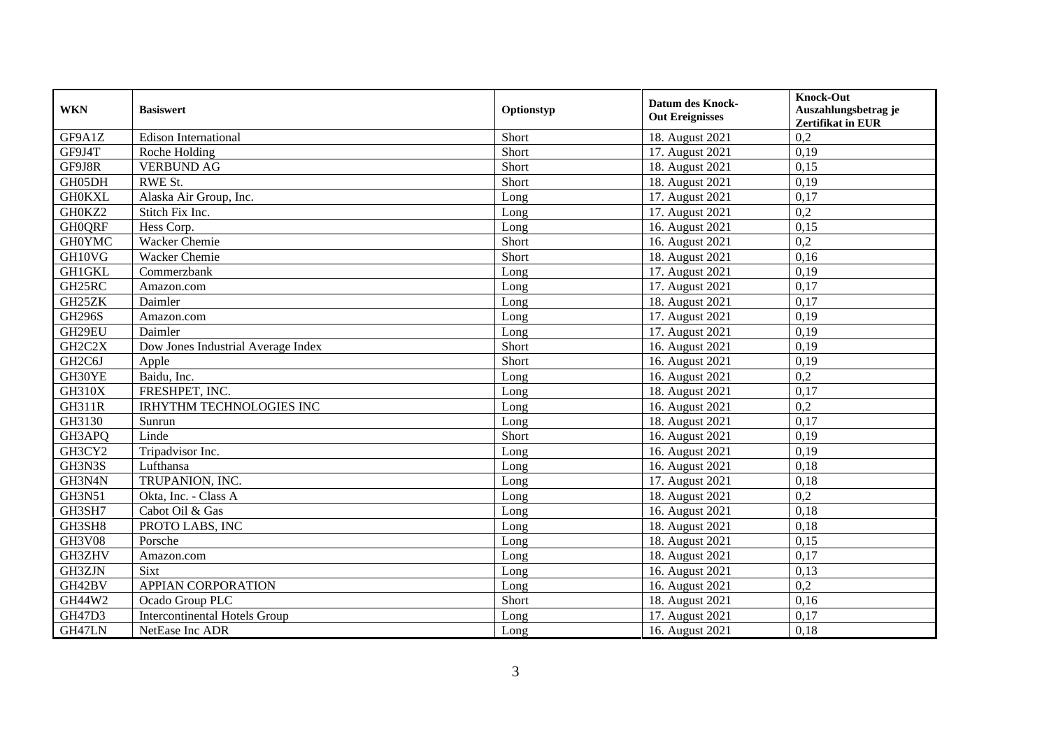| WKN | Basiswert | Optionstyp | Datum des Knock-Out Ereignisses | Knock-Out Auszahlungsbetrag je Zertifikat in EUR |
|---|---|---|---|---|
| GF9A1Z | Edison International | Short | 18. August 2021 | 0,2 |
| GF9J4T | Roche Holding | Short | 17. August 2021 | 0,19 |
| GF9J8R | VERBUND AG | Short | 18. August 2021 | 0,15 |
| GH05DH | RWE St. | Short | 18. August 2021 | 0,19 |
| GH0KXL | Alaska Air Group, Inc. | Long | 17. August 2021 | 0,17 |
| GH0KZ2 | Stitch Fix Inc. | Long | 17. August 2021 | 0,2 |
| GH0QRF | Hess Corp. | Long | 16. August 2021 | 0,15 |
| GH0YMC | Wacker Chemie | Short | 16. August 2021 | 0,2 |
| GH10VG | Wacker Chemie | Short | 18. August 2021 | 0,16 |
| GH1GKL | Commerzbank | Long | 17. August 2021 | 0,19 |
| GH25RC | Amazon.com | Long | 17. August 2021 | 0,17 |
| GH25ZK | Daimler | Long | 18. August 2021 | 0,17 |
| GH296S | Amazon.com | Long | 17. August 2021 | 0,19 |
| GH29EU | Daimler | Long | 17. August 2021 | 0,19 |
| GH2C2X | Dow Jones Industrial Average Index | Short | 16. August 2021 | 0,19 |
| GH2C6J | Apple | Short | 16. August 2021 | 0,19 |
| GH30YE | Baidu, Inc. | Long | 16. August 2021 | 0,2 |
| GH310X | FRESHPET, INC. | Long | 18. August 2021 | 0,17 |
| GH311R | IRHYTHM TECHNOLOGIES INC | Long | 16. August 2021 | 0,2 |
| GH3130 | Sunrun | Long | 18. August 2021 | 0,17 |
| GH3APQ | Linde | Short | 16. August 2021 | 0,19 |
| GH3CY2 | Tripadvisor Inc. | Long | 16. August 2021 | 0,19 |
| GH3N3S | Lufthansa | Long | 16. August 2021 | 0,18 |
| GH3N4N | TRUPANION, INC. | Long | 17. August 2021 | 0,18 |
| GH3N51 | Okta, Inc. - Class A | Long | 18. August 2021 | 0,2 |
| GH3SH7 | Cabot Oil & Gas | Long | 16. August 2021 | 0,18 |
| GH3SH8 | PROTO LABS, INC | Long | 18. August 2021 | 0,18 |
| GH3V08 | Porsche | Long | 18. August 2021 | 0,15 |
| GH3ZHV | Amazon.com | Long | 18. August 2021 | 0,17 |
| GH3ZJN | Sixt | Long | 16. August 2021 | 0,13 |
| GH42BV | APPIAN CORPORATION | Long | 16. August 2021 | 0,2 |
| GH44W2 | Ocado Group PLC | Short | 18. August 2021 | 0,16 |
| GH47D3 | Intercontinental Hotels Group | Long | 17. August 2021 | 0,17 |
| GH47LN | NetEase Inc ADR | Long | 16. August 2021 | 0,18 |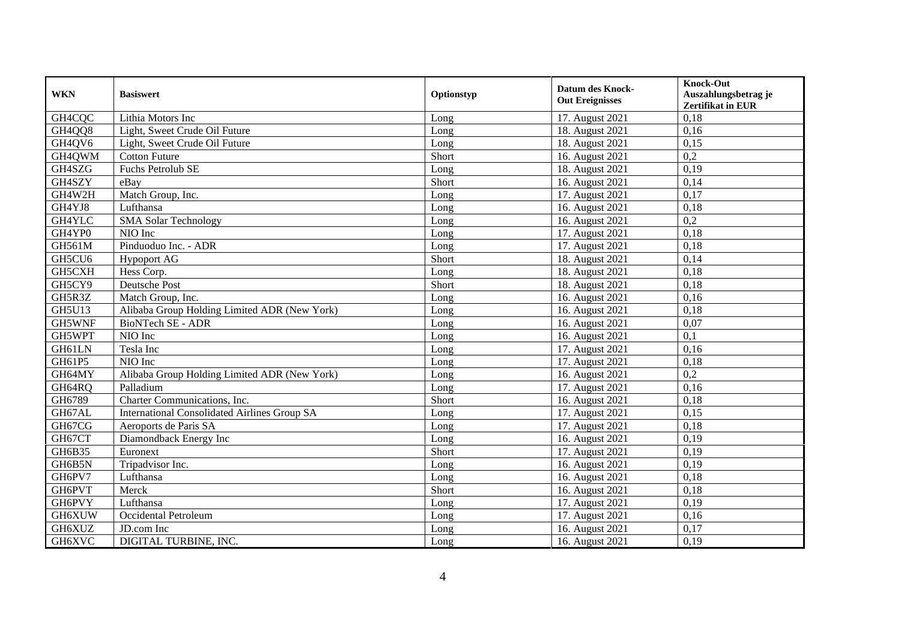| WKN | Basiswert | Optionstyp | Datum des Knock-Out Ereignisses | Knock-Out Auszahlungsbetrag je Zertifikat in EUR |
|---|---|---|---|---|
| GH4CQC | Lithia Motors Inc | Long | 17. August 2021 | 0,18 |
| GH4QQ8 | Light, Sweet Crude Oil Future | Long | 18. August 2021 | 0,16 |
| GH4QV6 | Light, Sweet Crude Oil Future | Long | 18. August 2021 | 0,15 |
| GH4QWM | Cotton Future | Short | 16. August 2021 | 0,2 |
| GH4SZG | Fuchs Petrolub SE | Long | 18. August 2021 | 0,19 |
| GH4SZY | eBay | Short | 16. August 2021 | 0,14 |
| GH4W2H | Match Group, Inc. | Long | 17. August 2021 | 0,17 |
| GH4YJ8 | Lufthansa | Long | 16. August 2021 | 0,18 |
| GH4YLC | SMA Solar Technology | Long | 16. August 2021 | 0,2 |
| GH4YP0 | NIO Inc | Long | 17. August 2021 | 0,18 |
| GH561M | Pinduoduo Inc. - ADR | Long | 17. August 2021 | 0,18 |
| GH5CU6 | Hypoport AG | Short | 18. August 2021 | 0,14 |
| GH5CXH | Hess Corp. | Long | 18. August 2021 | 0,18 |
| GH5CY9 | Deutsche Post | Short | 18. August 2021 | 0,18 |
| GH5R3Z | Match Group, Inc. | Long | 16. August 2021 | 0,16 |
| GH5U13 | Alibaba Group Holding Limited ADR (New York) | Long | 16. August 2021 | 0,18 |
| GH5WNF | BioNTech SE - ADR | Long | 16. August 2021 | 0,07 |
| GH5WPT | NIO Inc | Long | 16. August 2021 | 0,1 |
| GH61LN | Tesla Inc | Long | 17. August 2021 | 0,16 |
| GH61P5 | NIO Inc | Long | 17. August 2021 | 0,18 |
| GH64MY | Alibaba Group Holding Limited ADR (New York) | Long | 16. August 2021 | 0,2 |
| GH64RQ | Palladium | Long | 17. August 2021 | 0,16 |
| GH6789 | Charter Communications, Inc. | Short | 16. August 2021 | 0,18 |
| GH67AL | International Consolidated Airlines Group SA | Long | 17. August 2021 | 0,15 |
| GH67CG | Aeroports de Paris SA | Long | 17. August 2021 | 0,18 |
| GH67CT | Diamondback Energy Inc | Long | 16. August 2021 | 0,19 |
| GH6B35 | Euronext | Short | 17. August 2021 | 0,19 |
| GH6B5N | Tripadvisor Inc. | Long | 16. August 2021 | 0,19 |
| GH6PV7 | Lufthansa | Long | 16. August 2021 | 0,18 |
| GH6PVT | Merck | Short | 16. August 2021 | 0,18 |
| GH6PVY | Lufthansa | Long | 17. August 2021 | 0,19 |
| GH6XUW | Occidental Petroleum | Long | 17. August 2021 | 0,16 |
| GH6XUZ | JD.com Inc | Long | 16. August 2021 | 0,17 |
| GH6XVC | DIGITAL TURBINE, INC. | Long | 16. August 2021 | 0,19 |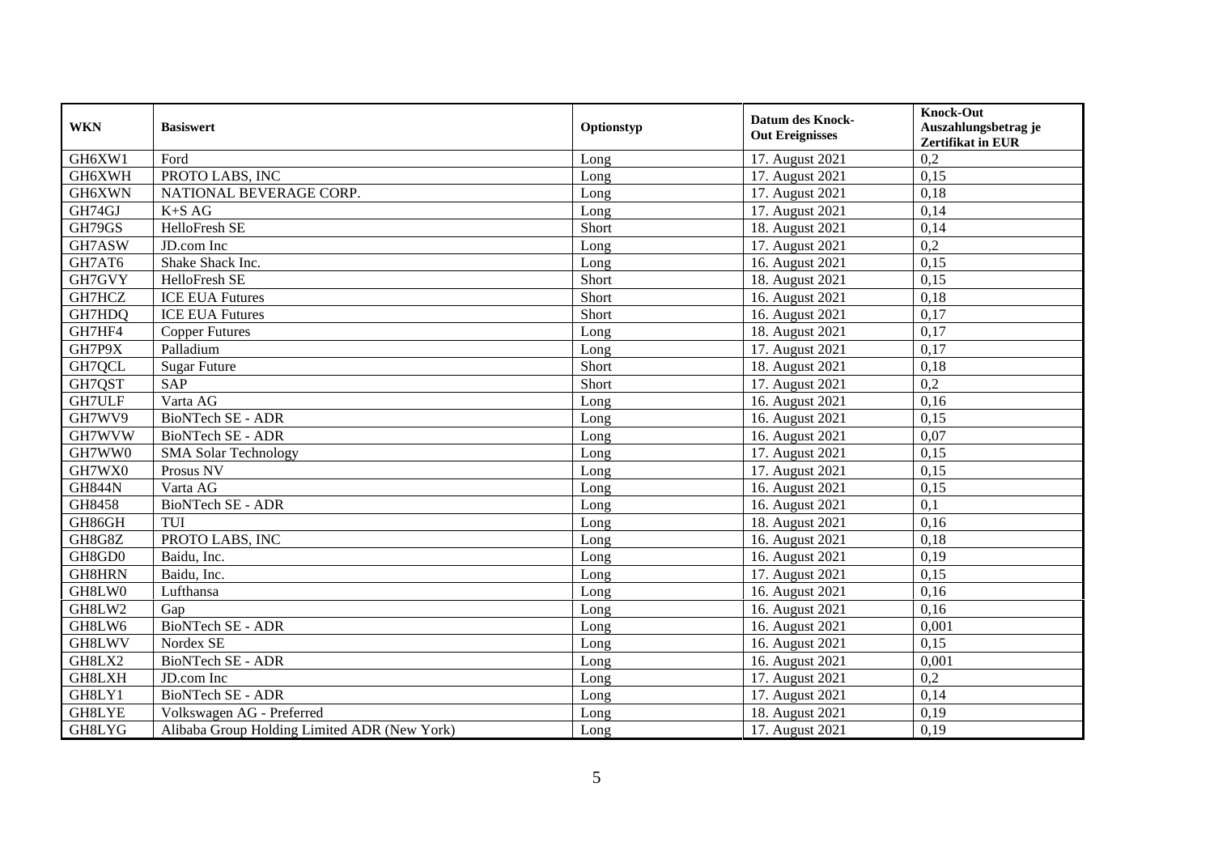| WKN | Basiswert | Optionstyp | Datum des Knock-Out Ereignisses | Knock-Out Auszahlungsbetrag je Zertifikat in EUR |
|---|---|---|---|---|
| GH6XW1 | Ford | Long | 17. August 2021 | 0,2 |
| GH6XWH | PROTO LABS, INC | Long | 17. August 2021 | 0,15 |
| GH6XWN | NATIONAL BEVERAGE CORP. | Long | 17. August 2021 | 0,18 |
| GH74GJ | K+S AG | Long | 17. August 2021 | 0,14 |
| GH79GS | HelloFresh SE | Short | 18. August 2021 | 0,14 |
| GH7ASW | JD.com Inc | Long | 17. August 2021 | 0,2 |
| GH7AT6 | Shake Shack Inc. | Long | 16. August 2021 | 0,15 |
| GH7GVY | HelloFresh SE | Short | 18. August 2021 | 0,15 |
| GH7HCZ | ICE EUA Futures | Short | 16. August 2021 | 0,18 |
| GH7HDQ | ICE EUA Futures | Short | 16. August 2021 | 0,17 |
| GH7HF4 | Copper Futures | Long | 18. August 2021 | 0,17 |
| GH7P9X | Palladium | Long | 17. August 2021 | 0,17 |
| GH7QCL | Sugar Future | Short | 18. August 2021 | 0,18 |
| GH7QST | SAP | Short | 17. August 2021 | 0,2 |
| GH7ULF | Varta AG | Long | 16. August 2021 | 0,16 |
| GH7WV9 | BioNTech SE - ADR | Long | 16. August 2021 | 0,15 |
| GH7WVW | BioNTech SE - ADR | Long | 16. August 2021 | 0,07 |
| GH7WW0 | SMA Solar Technology | Long | 17. August 2021 | 0,15 |
| GH7WX0 | Prosus NV | Long | 17. August 2021 | 0,15 |
| GH844N | Varta AG | Long | 16. August 2021 | 0,15 |
| GH8458 | BioNTech SE - ADR | Long | 16. August 2021 | 0,1 |
| GH86GH | TUI | Long | 18. August 2021 | 0,16 |
| GH8G8Z | PROTO LABS, INC | Long | 16. August 2021 | 0,18 |
| GH8GD0 | Baidu, Inc. | Long | 16. August 2021 | 0,19 |
| GH8HRN | Baidu, Inc. | Long | 17. August 2021 | 0,15 |
| GH8LW0 | Lufthansa | Long | 16. August 2021 | 0,16 |
| GH8LW2 | Gap | Long | 16. August 2021 | 0,16 |
| GH8LW6 | BioNTech SE - ADR | Long | 16. August 2021 | 0,001 |
| GH8LWV | Nordex SE | Long | 16. August 2021 | 0,15 |
| GH8LX2 | BioNTech SE - ADR | Long | 16. August 2021 | 0,001 |
| GH8LXH | JD.com Inc | Long | 17. August 2021 | 0,2 |
| GH8LY1 | BioNTech SE - ADR | Long | 17. August 2021 | 0,14 |
| GH8LYE | Volkswagen AG - Preferred | Long | 18. August 2021 | 0,19 |
| GH8LYG | Alibaba Group Holding Limited ADR (New York) | Long | 17. August 2021 | 0,19 |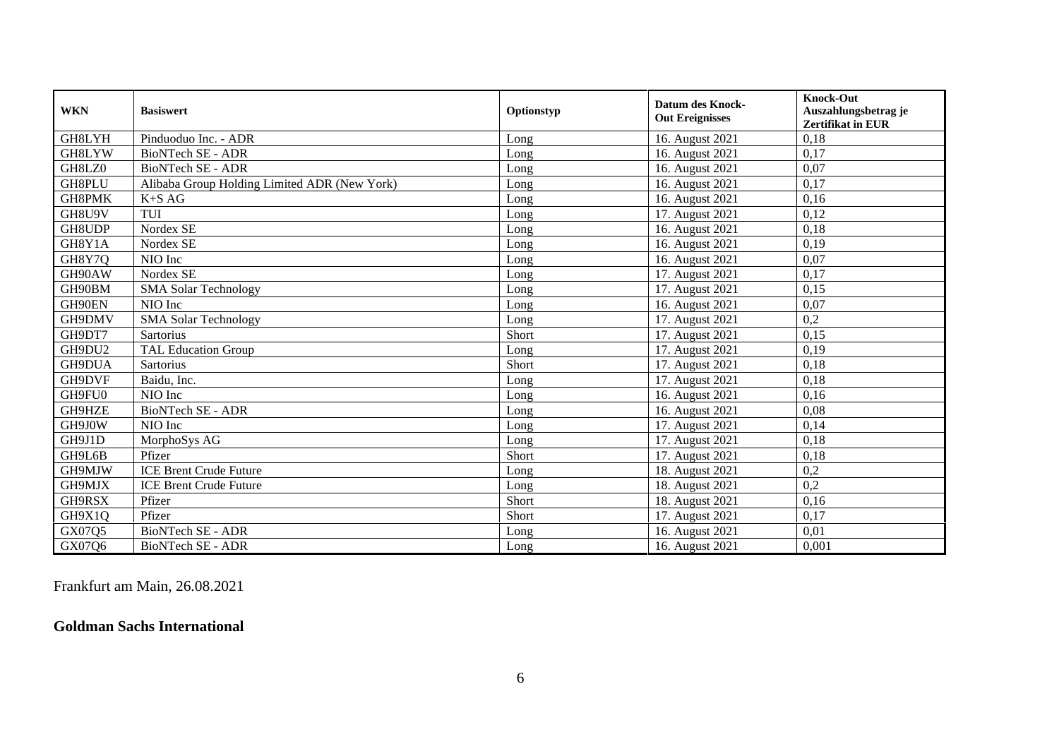| WKN | Basiswert | Optionstyp | Datum des Knock-Out Ereignisses | Knock-Out Auszahlungsbetrag je Zertifikat in EUR |
|---|---|---|---|---|
| GH8LYH | Pinduoduo Inc. - ADR | Long | 16. August 2021 | 0,18 |
| GH8LYW | BioNTech SE - ADR | Long | 16. August 2021 | 0,17 |
| GH8LZ0 | BioNTech SE - ADR | Long | 16. August 2021 | 0,07 |
| GH8PLU | Alibaba Group Holding Limited ADR (New York) | Long | 16. August 2021 | 0,17 |
| GH8PMK | K+S AG | Long | 16. August 2021 | 0,16 |
| GH8U9V | TUI | Long | 17. August 2021 | 0,12 |
| GH8UDP | Nordex SE | Long | 16. August 2021 | 0,18 |
| GH8Y1A | Nordex SE | Long | 16. August 2021 | 0,19 |
| GH8Y7Q | NIO Inc | Long | 16. August 2021 | 0,07 |
| GH90AW | Nordex SE | Long | 17. August 2021 | 0,17 |
| GH90BM | SMA Solar Technology | Long | 17. August 2021 | 0,15 |
| GH90EN | NIO Inc | Long | 16. August 2021 | 0,07 |
| GH9DMV | SMA Solar Technology | Long | 17. August 2021 | 0,2 |
| GH9DT7 | Sartorius | Short | 17. August 2021 | 0,15 |
| GH9DU2 | TAL Education Group | Long | 17. August 2021 | 0,19 |
| GH9DUA | Sartorius | Short | 17. August 2021 | 0,18 |
| GH9DVF | Baidu, Inc. | Long | 17. August 2021 | 0,18 |
| GH9FU0 | NIO Inc | Long | 16. August 2021 | 0,16 |
| GH9HZE | BioNTech SE - ADR | Long | 16. August 2021 | 0,08 |
| GH9J0W | NIO Inc | Long | 17. August 2021 | 0,14 |
| GH9J1D | MorphoSys AG | Long | 17. August 2021 | 0,18 |
| GH9L6B | Pfizer | Short | 17. August 2021 | 0,18 |
| GH9MJW | ICE Brent Crude Future | Long | 18. August 2021 | 0,2 |
| GH9MJX | ICE Brent Crude Future | Long | 18. August 2021 | 0,2 |
| GH9RSX | Pfizer | Short | 18. August 2021 | 0,16 |
| GH9X1Q | Pfizer | Short | 17. August 2021 | 0,17 |
| GX07Q5 | BioNTech SE - ADR | Long | 16. August 2021 | 0,01 |
| GX07Q6 | BioNTech SE - ADR | Long | 16. August 2021 | 0,001 |

Frankfurt am Main, 26.08.2021

**Goldman Sachs International**